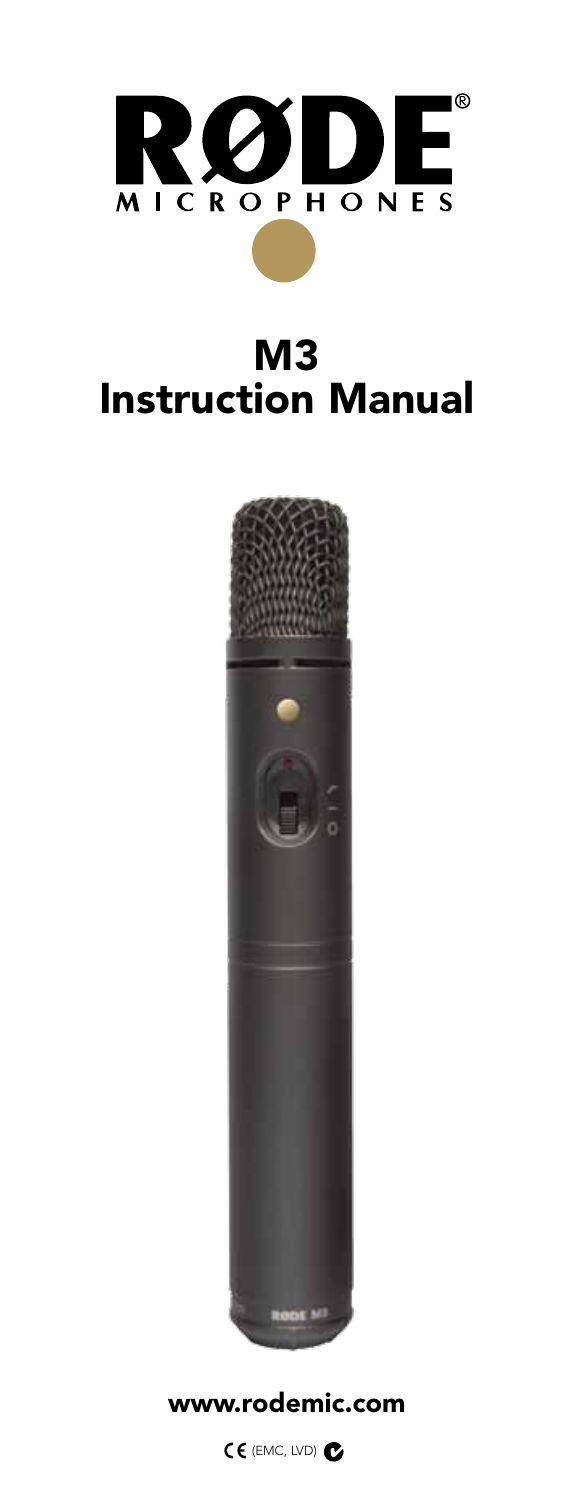# RØDE® MICROPHONES

# M3 Instruction Manual

www.rodemic.com

CE (EMC, LVD)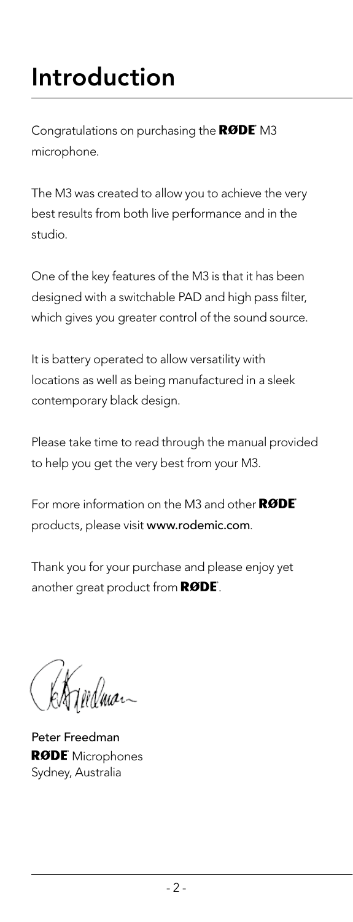# Introduction

Congratulations on purchasing the RØDE M3 microphone.

The M3 was created to allow you to achieve the very best results from both live performance and in the studio.

One of the key features of the M3 is that it has been designed with a switchable PAD and high pass filter, which gives you greater control of the sound source.

It is battery operated to allow versatility with locations as well as being manufactured in a sleek contemporary black design.

Please take time to read through the manual provided to help you get the very best from your M3.

For more information on the M3 and other RØDE products, please visit **www.rodemic.com**.

Thank you for your purchase and please enjoy yet another great product from RØDE.

**Peter Freedman**
RØDE Microphones
Sydney, Australia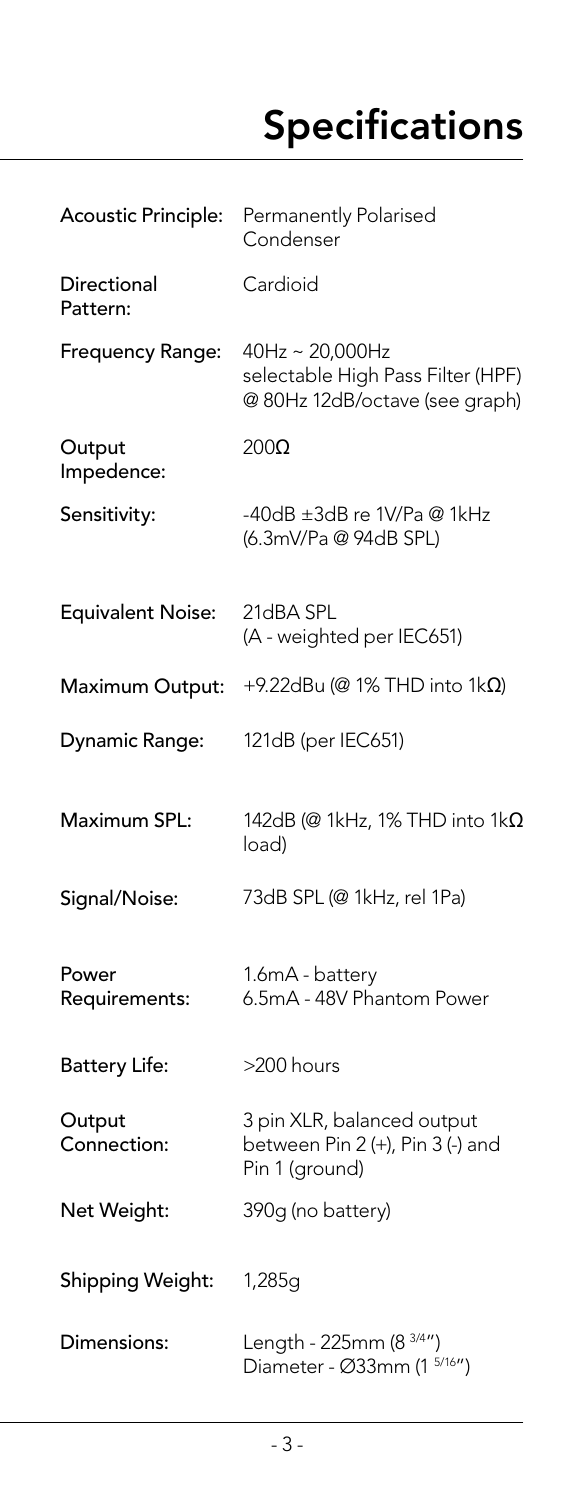# Specifications

| | |
|---|---|
| Acoustic Principle: | Permanently Polarised Condenser |
| Directional Pattern: | Cardioid |
| Frequency Range: | 40Hz ~ 20,000Hz<br>selectable High Pass Filter (HPF) @ 80Hz 12dB/octave (see graph) |
| Output Impedence: | 200Ω |
| Sensitivity: | -40dB ±3dB re 1V/Pa @ 1kHz<br>(6.3mV/Pa @ 94dB SPL) |
| Equivalent Noise: | 21dBA SPL<br>(A - weighted per IEC651) |
| Maximum Output: | +9.22dBu (@ 1% THD into 1kΩ) |
| Dynamic Range: | 121dB (per IEC651) |
| Maximum SPL: | 142dB (@ 1kHz, 1% THD into 1kΩ load) |
| Signal/Noise: | 73dB SPL (@ 1kHz, rel 1Pa) |
| Power Requirements: | 1.6mA - battery<br>6.5mA - 48V Phantom Power |
| Battery Life: | >200 hours |
| Output Connection: | 3 pin XLR, balanced output between Pin 2 (+), Pin 3 (-) and Pin 1 (ground) |
| Net Weight: | 390g (no battery) |
| Shipping Weight: | 1,285g |
| Dimensions: | Length - 225mm (8 3/4")<br>Diameter - Ø33mm (1 5/16") |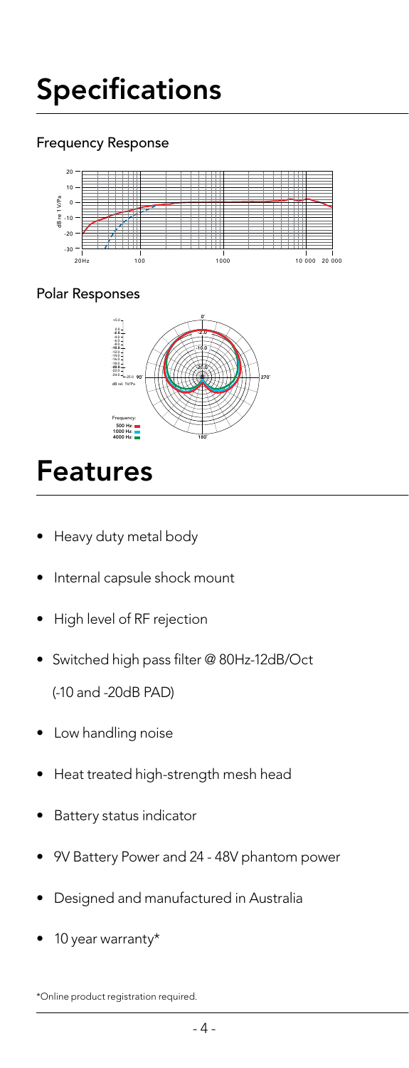# Specifications

## Frequency Response

## Polar Responses

# Features

- Heavy duty metal body
- Internal capsule shock mount
- High level of RF rejection
- Switched high pass filter @ 80Hz-12dB/Oct

  (-10 and -20dB PAD)
- Low handling noise
- Heat treated high-strength mesh head
- Battery status indicator
- 9V Battery Power and 24 - 48V phantom power
- Designed and manufactured in Australia
- 10 year warranty*

*Online product registration required.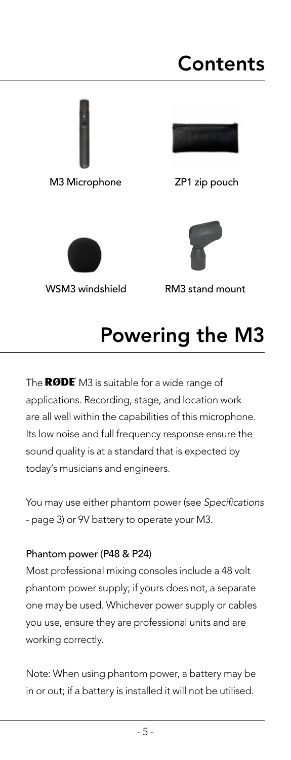# Contents

M3 Microphone

ZP1 zip pouch

WSM3 windshield

RM3 stand mount

# Powering the M3

The RØDE M3 is suitable for a wide range of applications. Recording, stage, and location work are all well within the capabilities of this microphone. Its low noise and full frequency response ensure the sound quality is at a standard that is expected by today's musicians and engineers.

You may use either phantom power (see *Specifications* - page 3) or 9V battery to operate your M3.

### Phantom power (P48 & P24)

Most professional mixing consoles include a 48 volt phantom power supply; if yours does not, a separate one may be used. Whichever power supply or cables you use, ensure they are professional units and are working correctly.

Note: When using phantom power, a battery may be in or out; if a battery is installed it will not be utilised.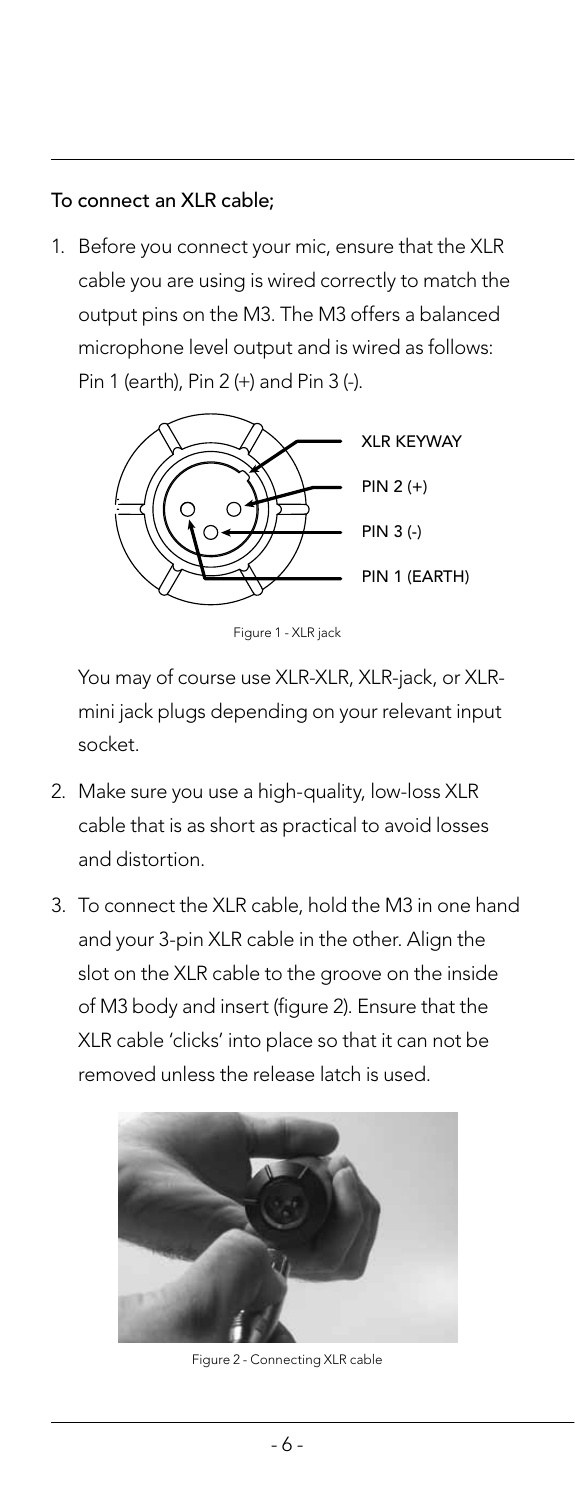To connect an XLR cable;

1. Before you connect your mic, ensure that the XLR cable you are using is wired correctly to match the output pins on the M3. The M3 offers a balanced microphone level output and is wired as follows: Pin 1 (earth), Pin 2 (+) and Pin 3 (-).

   XLR KEYWAY
   PIN 2 (+)
   PIN 3 (-)
   PIN 1 (EARTH)

   Figure 1 - XLR jack

   You may of course use XLR-XLR, XLR-jack, or XLR-mini jack plugs depending on your relevant input socket.

2. Make sure you use a high-quality, low-loss XLR cable that is as short as practical to avoid losses and distortion.

3. To connect the XLR cable, hold the M3 in one hand and your 3-pin XLR cable in the other. Align the slot on the XLR cable to the groove on the inside of M3 body and insert (figure 2). Ensure that the XLR cable 'clicks' into place so that it can not be removed unless the release latch is used.

   Figure 2 - Connecting XLR cable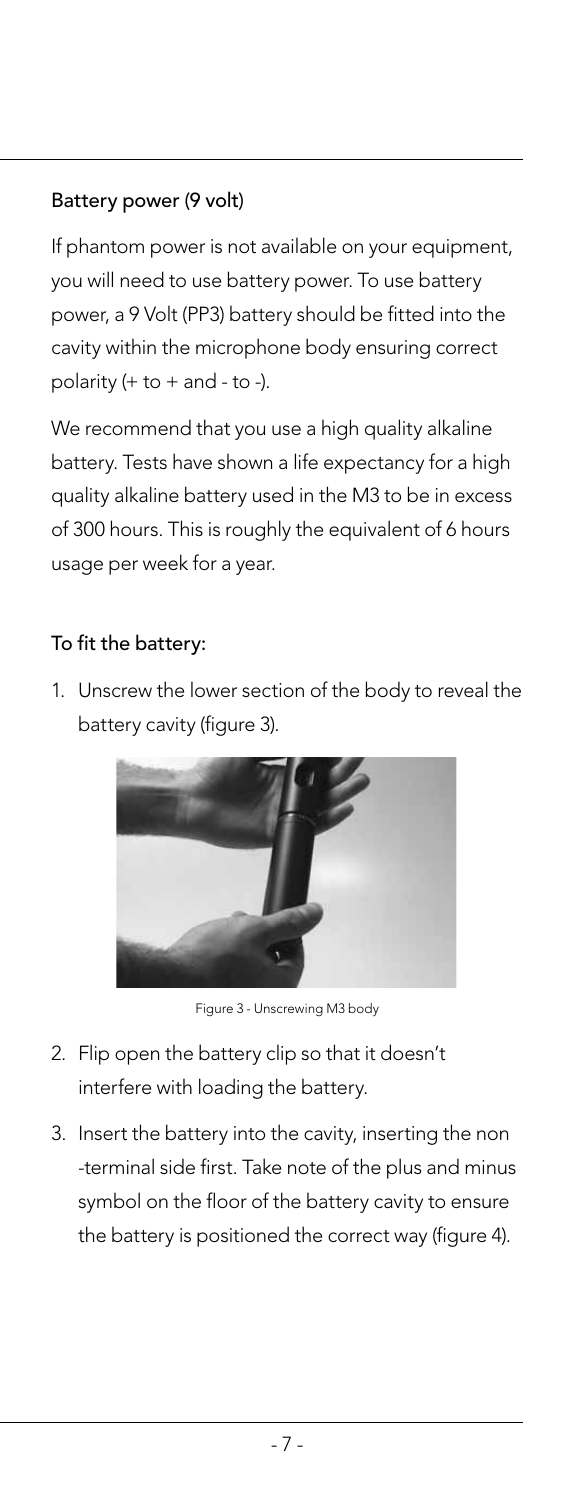## Battery power (9 volt)

If phantom power is not available on your equipment, you will need to use battery power. To use battery power, a 9 Volt (PP3) battery should be fitted into the cavity within the microphone body ensuring correct polarity (+ to + and - to -).

We recommend that you use a high quality alkaline battery. Tests have shown a life expectancy for a high quality alkaline battery used in the M3 to be in excess of 300 hours. This is roughly the equivalent of 6 hours usage per week for a year.

### To fit the battery:

1. Unscrew the lower section of the body to reveal the battery cavity (figure 3).

Figure 3 - Unscrewing M3 body

2. Flip open the battery clip so that it doesn't interfere with loading the battery.
3. Insert the battery into the cavity, inserting the non -terminal side first. Take note of the plus and minus symbol on the floor of the battery cavity to ensure the battery is positioned the correct way (figure 4).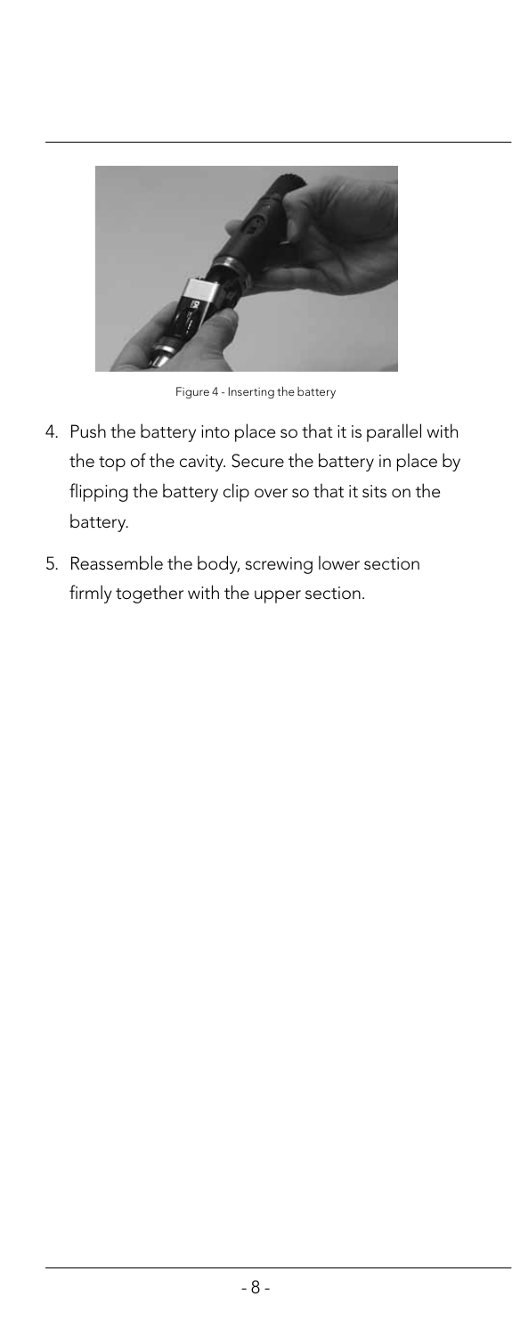Figure 4 - Inserting the battery

4. Push the battery into place so that it is parallel with the top of the cavity. Secure the battery in place by flipping the battery clip over so that it sits on the battery.
5. Reassemble the body, screwing lower section firmly together with the upper section.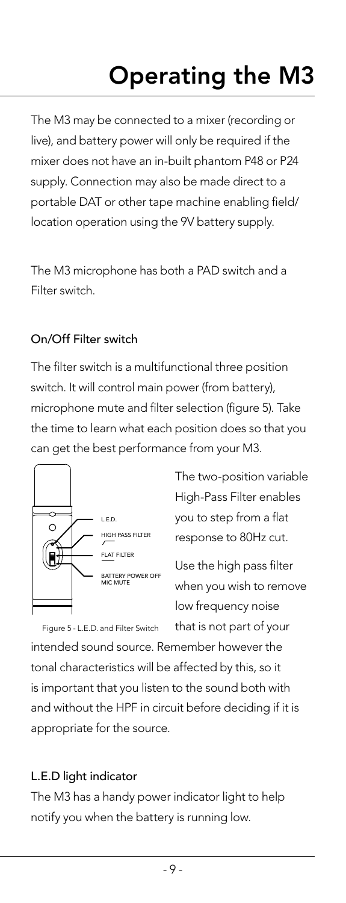# Operating the M3

The M3 may be connected to a mixer (recording or live), and battery power will only be required if the mixer does not have an in-built phantom P48 or P24 supply. Connection may also be made direct to a portable DAT or other tape machine enabling field/ location operation using the 9V battery supply.

The M3 microphone has both a PAD switch and a Filter switch.

### On/Off Filter switch

The filter switch is a multifunctional three position switch. It will control main power (from battery), microphone mute and filter selection (figure 5). Take the time to learn what each position does so that you can get the best performance from your M3.

L.E.D.
HIGH PASS FILTER
FLAT FILTER
BATTERY POWER OFF MIC MUTE

Figure 5 - L.E.D. and Filter Switch

The two-position variable High-Pass Filter enables you to step from a flat response to 80Hz cut.

Use the high pass filter when you wish to remove low frequency noise that is not part of your intended sound source. Remember however the tonal characteristics will be affected by this, so it is important that you listen to the sound both with and without the HPF in circuit before deciding if it is appropriate for the source.

### L.E.D light indicator

The M3 has a handy power indicator light to help notify you when the battery is running low.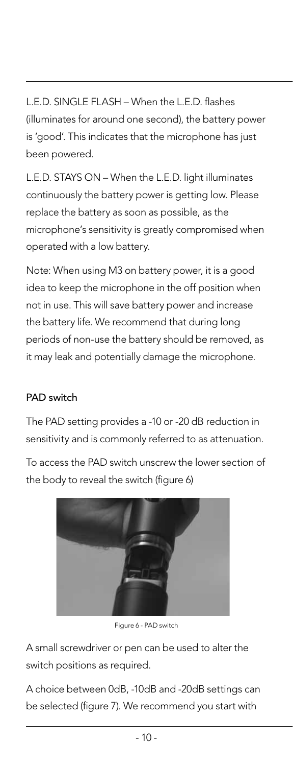L.E.D. SINGLE FLASH – When the L.E.D. flashes (illuminates for around one second), the battery power is 'good'. This indicates that the microphone has just been powered.

L.E.D. STAYS ON – When the L.E.D. light illuminates continuously the battery power is getting low. Please replace the battery as soon as possible, as the microphone's sensitivity is greatly compromised when operated with a low battery.

Note: When using M3 on battery power, it is a good idea to keep the microphone in the off position when not in use. This will save battery power and increase the battery life. We recommend that during long periods of non-use the battery should be removed, as it may leak and potentially damage the microphone.

### PAD switch

The PAD setting provides a -10 or -20 dB reduction in sensitivity and is commonly referred to as attenuation.

To access the PAD switch unscrew the lower section of the body to reveal the switch (figure 6)

Figure 6 - PAD switch

A small screwdriver or pen can be used to alter the switch positions as required.

A choice between 0dB, -10dB and -20dB settings can be selected (figure 7). We recommend you start with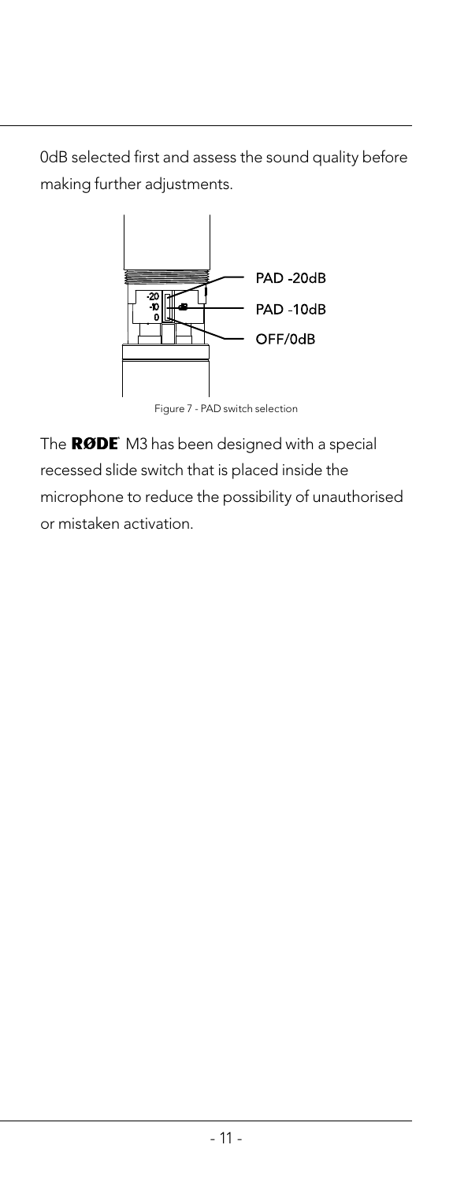0dB selected first and assess the sound quality before making further adjustments.

PAD -20dB

PAD -10dB

OFF/0dB

Figure 7 - PAD switch selection

The **RØDE** M3 has been designed with a special recessed slide switch that is placed inside the microphone to reduce the possibility of unauthorised or mistaken activation.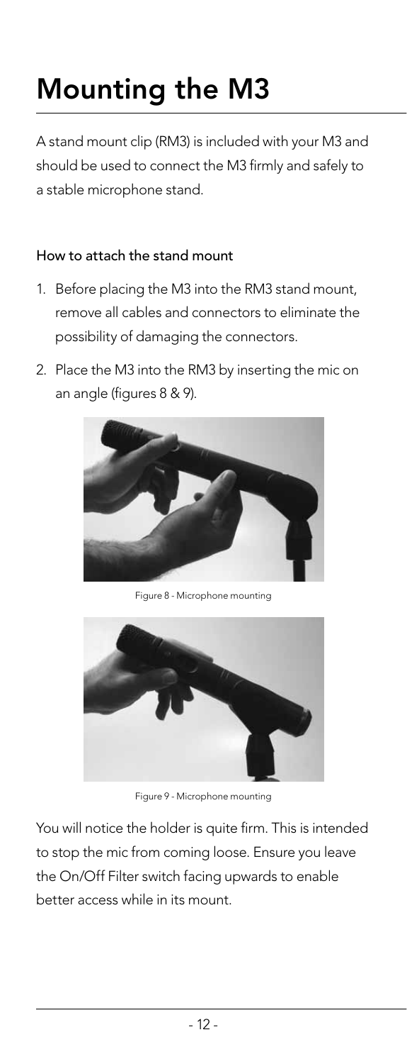# Mounting the M3

A stand mount clip (RM3) is included with your M3 and should be used to connect the M3 firmly and safely to a stable microphone stand.

### How to attach the stand mount

1. Before placing the M3 into the RM3 stand mount, remove all cables and connectors to eliminate the possibility of damaging the connectors.
2. Place the M3 into the RM3 by inserting the mic on an angle (figures 8 & 9).

Figure 8 - Microphone mounting

Figure 9 - Microphone mounting

You will notice the holder is quite firm. This is intended to stop the mic from coming loose. Ensure you leave the On/Off Filter switch facing upwards to enable better access while in its mount.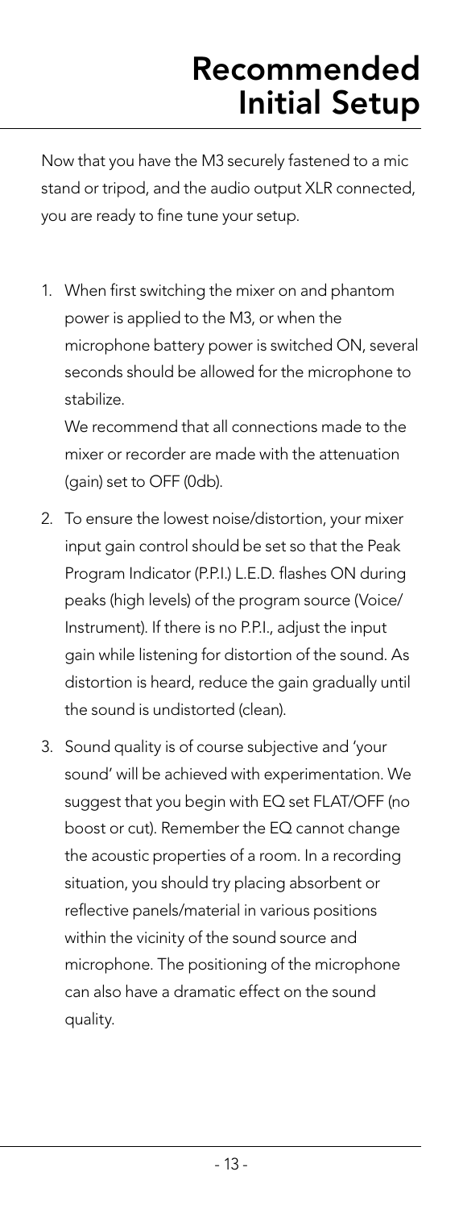# Recommended Initial Setup

Now that you have the M3 securely fastened to a mic stand or tripod, and the audio output XLR connected, you are ready to fine tune your setup.

1. When first switching the mixer on and phantom power is applied to the M3, or when the microphone battery power is switched ON, several seconds should be allowed for the microphone to stabilize.

   We recommend that all connections made to the mixer or recorder are made with the attenuation (gain) set to OFF (0db).

2. To ensure the lowest noise/distortion, your mixer input gain control should be set so that the Peak Program Indicator (P.P.I.) L.E.D. flashes ON during peaks (high levels) of the program source (Voice/ Instrument). If there is no P.P.I., adjust the input gain while listening for distortion of the sound. As distortion is heard, reduce the gain gradually until the sound is undistorted (clean).

3. Sound quality is of course subjective and 'your sound' will be achieved with experimentation. We suggest that you begin with EQ set FLAT/OFF (no boost or cut). Remember the EQ cannot change the acoustic properties of a room. In a recording situation, you should try placing absorbent or reflective panels/material in various positions within the vicinity of the sound source and microphone. The positioning of the microphone can also have a dramatic effect on the sound quality.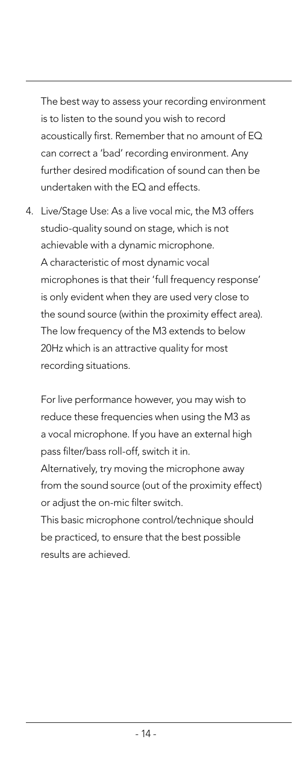The best way to assess your recording environment is to listen to the sound you wish to record acoustically first. Remember that no amount of EQ can correct a 'bad' recording environment. Any further desired modification of sound can then be undertaken with the EQ and effects.

4. Live/Stage Use: As a live vocal mic, the M3 offers studio-quality sound on stage, which is not achievable with a dynamic microphone.
   A characteristic of most dynamic vocal microphones is that their 'full frequency response' is only evident when they are used very close to the sound source (within the proximity effect area).
   The low frequency of the M3 extends to below 20Hz which is an attractive quality for most recording situations.

   For live performance however, you may wish to reduce these frequencies when using the M3 as a vocal microphone. If you have an external high pass filter/bass roll-off, switch it in.
   Alternatively, try moving the microphone away from the sound source (out of the proximity effect) or adjust the on-mic filter switch.
   This basic microphone control/technique should be practiced, to ensure that the best possible results are achieved.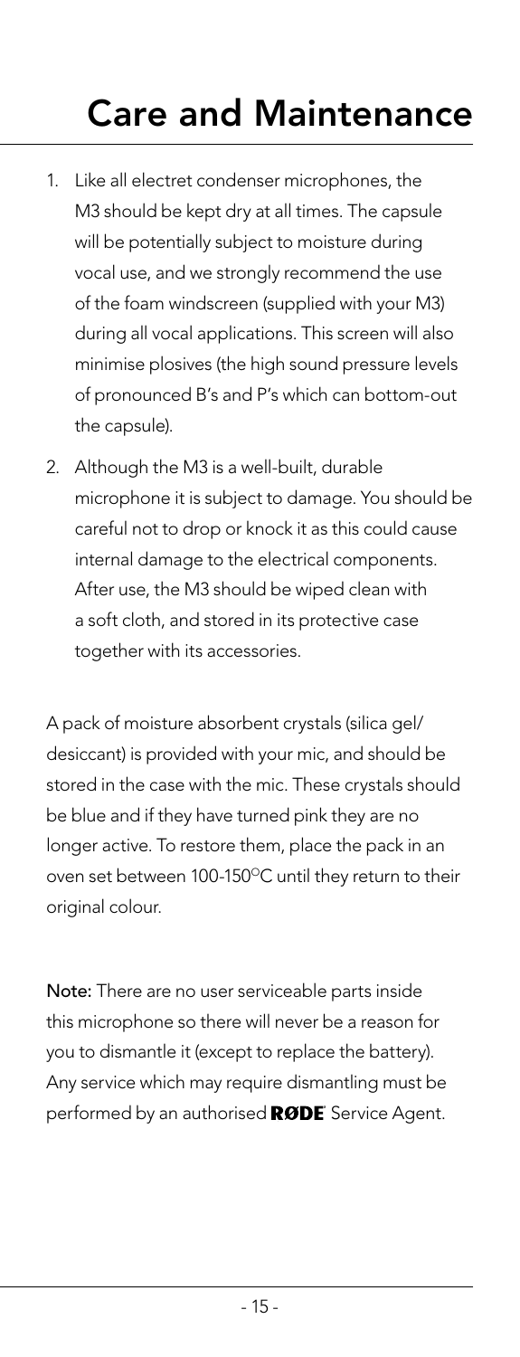# Care and Maintenance

1. Like all electret condenser microphones, the M3 should be kept dry at all times. The capsule will be potentially subject to moisture during vocal use, and we strongly recommend the use of the foam windscreen (supplied with your M3) during all vocal applications. This screen will also minimise plosives (the high sound pressure levels of pronounced B's and P's which can bottom-out the capsule).

2. Although the M3 is a well-built, durable microphone it is subject to damage. You should be careful not to drop or knock it as this could cause internal damage to the electrical components. After use, the M3 should be wiped clean with a soft cloth, and stored in its protective case together with its accessories.

A pack of moisture absorbent crystals (silica gel/desiccant) is provided with your mic, and should be stored in the case with the mic. These crystals should be blue and if they have turned pink they are no longer active. To restore them, place the pack in an oven set between 100-150°C until they return to their original colour.

**Note:** There are no user serviceable parts inside this microphone so there will never be a reason for you to dismantle it (except to replace the battery). Any service which may require dismantling must be performed by an authorised **RØDE** Service Agent.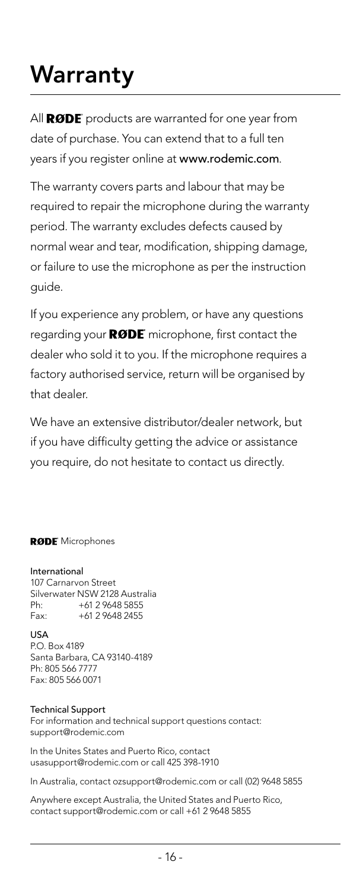# Warranty

All **RØDE** products are warranted for one year from date of purchase. You can extend that to a full ten years if you register online at **www.rodemic.com**.

The warranty covers parts and labour that may be required to repair the microphone during the warranty period. The warranty excludes defects caused by normal wear and tear, modification, shipping damage, or failure to use the microphone as per the instruction guide.

If you experience any problem, or have any questions regarding your **RØDE** microphone, first contact the dealer who sold it to you. If the microphone requires a factory authorised service, return will be organised by that dealer.

We have an extensive distributor/dealer network, but if you have difficulty getting the advice or assistance you require, do not hesitate to contact us directly.

**RØDE** Microphones

**International**
107 Carnarvon Street
Silverwater NSW 2128 Australia
Ph: +61 2 9648 5855
Fax: +61 2 9648 2455

**USA**
P.O. Box 4189
Santa Barbara, CA 93140-4189
Ph: 805 566 7777
Fax: 805 566 0071

**Technical Support**
For information and technical support questions contact: support@rodemic.com

In the Unites States and Puerto Rico, contact usasupport@rodemic.com or call 425 398-1910

In Australia, contact ozsupport@rodemic.com or call (02) 9648 5855

Anywhere except Australia, the United States and Puerto Rico, contact support@rodemic.com or call +61 2 9648 5855